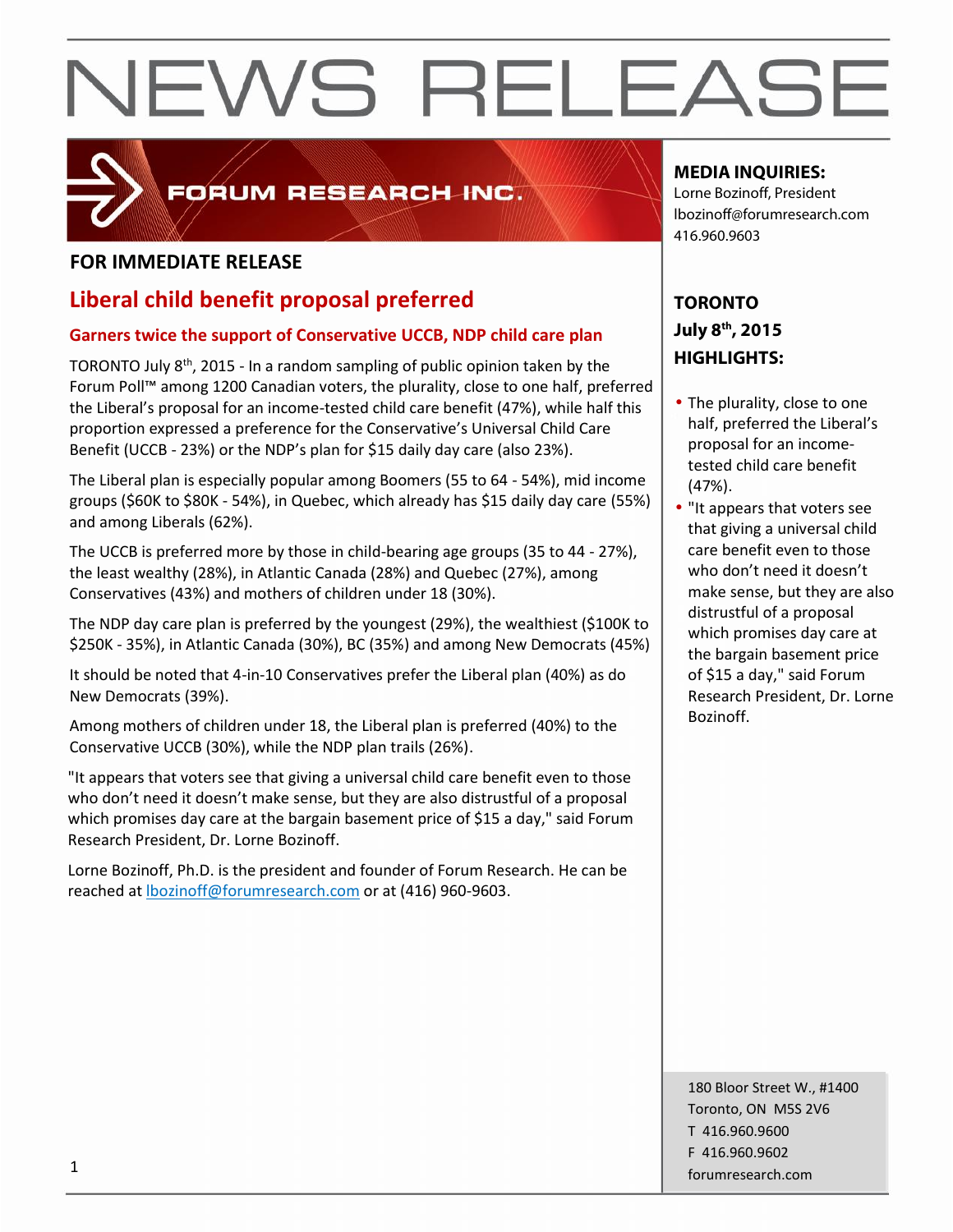# NEWS RELEASE

FORUM RESEARCH INC.

**MEDIA INQUIRIES:**
Lorne Bozinoff, President
lbozinoff@forumresearch.com
416.960.9603

**FOR IMMEDIATE RELEASE**

## Liberal child benefit proposal preferred

### Garners twice the support of Conservative UCCB, NDP child care plan

TORONTO July 8th, 2015 - In a random sampling of public opinion taken by the Forum Poll™ among 1200 Canadian voters, the plurality, close to one half, preferred the Liberal's proposal for an income-tested child care benefit (47%), while half this proportion expressed a preference for the Conservative's Universal Child Care Benefit (UCCB - 23%) or the NDP's plan for $15 daily day care (also 23%).

The Liberal plan is especially popular among Boomers (55 to 64 - 54%), mid income groups ($60K to $80K - 54%), in Quebec, which already has $15 daily day care (55%) and among Liberals (62%).

The UCCB is preferred more by those in child-bearing age groups (35 to 44 - 27%), the least wealthy (28%), in Atlantic Canada (28%) and Quebec (27%), among Conservatives (43%) and mothers of children under 18 (30%).

The NDP day care plan is preferred by the youngest (29%), the wealthiest ($100K to $250K - 35%), in Atlantic Canada (30%), BC (35%) and among New Democrats (45%)

It should be noted that 4-in-10 Conservatives prefer the Liberal plan (40%) as do New Democrats (39%).

Among mothers of children under 18, the Liberal plan is preferred (40%) to the Conservative UCCB (30%), while the NDP plan trails (26%).

"It appears that voters see that giving a universal child care benefit even to those who don't need it doesn't make sense, but they are also distrustful of a proposal which promises day care at the bargain basement price of $15 a day," said Forum Research President, Dr. Lorne Bozinoff.

Lorne Bozinoff, Ph.D. is the president and founder of Forum Research. He can be reached at lbozinoff@forumresearch.com or at (416) 960-9603.

**TORONTO**
**July 8th, 2015**
**HIGHLIGHTS:**

- The plurality, close to one half, preferred the Liberal's proposal for an income-tested child care benefit (47%).
- "It appears that voters see that giving a universal child care benefit even to those who don't need it doesn't make sense, but they are also distrustful of a proposal which promises day care at the bargain basement price of $15 a day," said Forum Research President, Dr. Lorne Bozinoff.

180 Bloor Street W., #1400
Toronto, ON M5S 2V6
T 416.960.9600
F 416.960.9602
forumresearch.com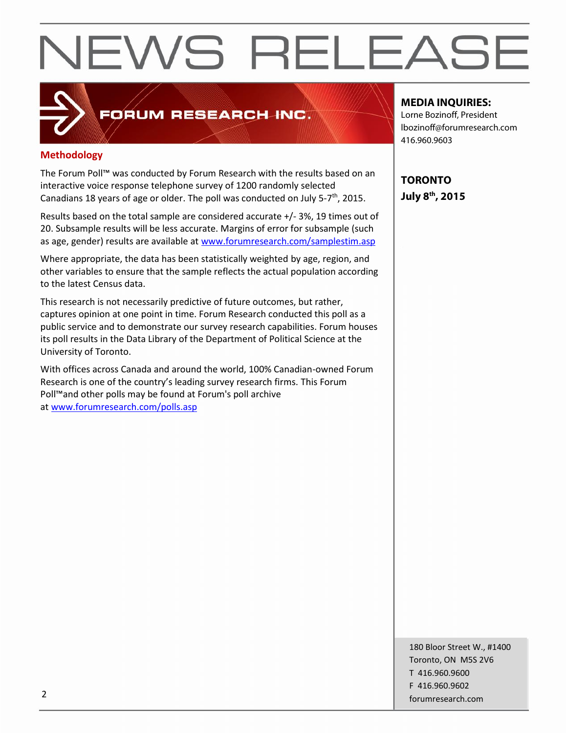# NEWS RELEASE

FORUM RESEARCH INC.

**MEDIA INQUIRIES:**
Lorne Bozinoff, President
lbozinoff@forumresearch.com
416.960.9603

**TORONTO**
**July 8th, 2015**

## Methodology

The Forum Poll™ was conducted by Forum Research with the results based on an interactive voice response telephone survey of 1200 randomly selected Canadians 18 years of age or older. The poll was conducted on July 5-7th, 2015.

Results based on the total sample are considered accurate +/- 3%, 19 times out of 20. Subsample results will be less accurate. Margins of error for subsample (such as age, gender) results are available at [www.forumresearch.com/samplestim.asp](www.forumresearch.com/samplestim.asp)

Where appropriate, the data has been statistically weighted by age, region, and other variables to ensure that the sample reflects the actual population according to the latest Census data.

This research is not necessarily predictive of future outcomes, but rather, captures opinion at one point in time. Forum Research conducted this poll as a public service and to demonstrate our survey research capabilities. Forum houses its poll results in the Data Library of the Department of Political Science at the University of Toronto.

With offices across Canada and around the world, 100% Canadian-owned Forum Research is one of the country's leading survey research firms. This Forum Poll™and other polls may be found at Forum's poll archive at [www.forumresearch.com/polls.asp](www.forumresearch.com/polls.asp)

180 Bloor Street W., #1400
Toronto, ON M5S 2V6
T 416.960.9600
F 416.960.9602
forumresearch.com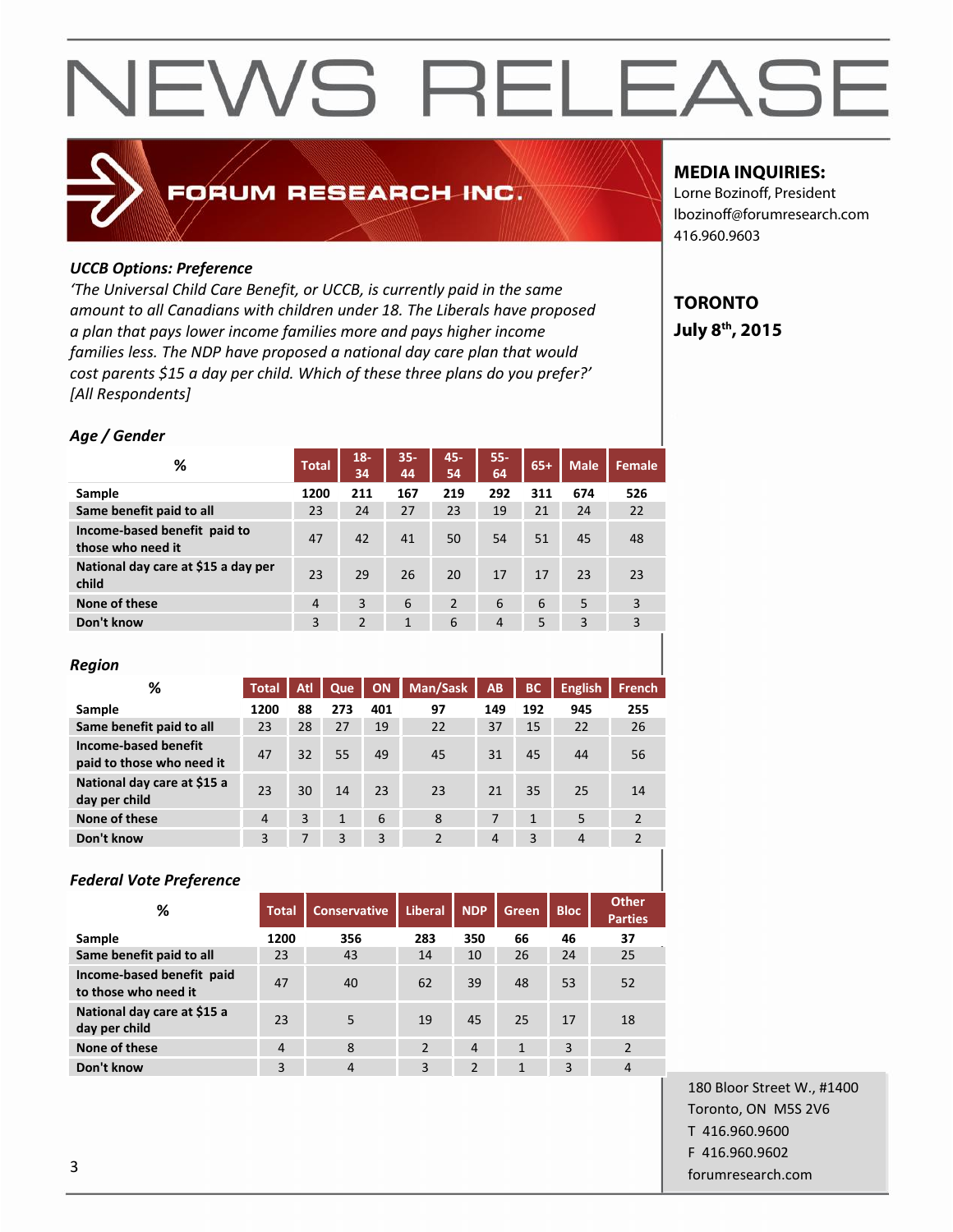NEWS RELEASE

FORUM RESEARCH INC.

**MEDIA INQUIRIES:**
Lorne Bozinoff, President
lbozinoff@forumresearch.com
416.960.9603

**TORONTO**
**July 8th, 2015**

***UCCB Options: Preference***

*'The Universal Child Care Benefit, or UCCB, is currently paid in the same amount to all Canadians with children under 18. The Liberals have proposed a plan that pays lower income families more and pays higher income families less. The NDP have proposed a national day care plan that would cost parents $15 a day per child. Which of these three plans do you prefer?' [All Respondents]*

***Age / Gender***

| % | Total | 18-34 | 35-44 | 45-54 | 55-64 | 65+ | Male | Female |
|---|---|---|---|---|---|---|---|---|
| Sample | 1200 | 211 | 167 | 219 | 292 | 311 | 674 | 526 |
| Same benefit paid to all | 23 | 24 | 27 | 23 | 19 | 21 | 24 | 22 |
| Income-based benefit paid to those who need it | 47 | 42 | 41 | 50 | 54 | 51 | 45 | 48 |
| National day care at $15 a day per child | 23 | 29 | 26 | 20 | 17 | 17 | 23 | 23 |
| None of these | 4 | 3 | 6 | 2 | 6 | 6 | 5 | 3 |
| Don't know | 3 | 2 | 1 | 6 | 4 | 5 | 3 | 3 |

***Region***

| % | Total | Atl | Que | ON | Man/Sask | AB | BC | English | French |
|---|---|---|---|---|---|---|---|---|---|
| Sample | 1200 | 88 | 273 | 401 | 97 | 149 | 192 | 945 | 255 |
| Same benefit paid to all | 23 | 28 | 27 | 19 | 22 | 37 | 15 | 22 | 26 |
| Income-based benefit paid to those who need it | 47 | 32 | 55 | 49 | 45 | 31 | 45 | 44 | 56 |
| National day care at $15 a day per child | 23 | 30 | 14 | 23 | 23 | 21 | 35 | 25 | 14 |
| None of these | 4 | 3 | 1 | 6 | 8 | 7 | 1 | 5 | 2 |
| Don't know | 3 | 7 | 3 | 3 | 2 | 4 | 3 | 4 | 2 |

***Federal Vote Preference***

| % | Total | Conservative | Liberal | NDP | Green | Bloc | Other Parties |
|---|---|---|---|---|---|---|---|
| Sample | 1200 | 356 | 283 | 350 | 66 | 46 | 37 |
| Same benefit paid to all | 23 | 43 | 14 | 10 | 26 | 24 | 25 |
| Income-based benefit paid to those who need it | 47 | 40 | 62 | 39 | 48 | 53 | 52 |
| National day care at $15 a day per child | 23 | 5 | 19 | 45 | 25 | 17 | 18 |
| None of these | 4 | 8 | 2 | 4 | 1 | 3 | 2 |
| Don't know | 3 | 4 | 3 | 2 | 1 | 3 | 4 |

180 Bloor Street W., #1400
Toronto, ON M5S 2V6
T 416.960.9600
F 416.960.9602
forumresearch.com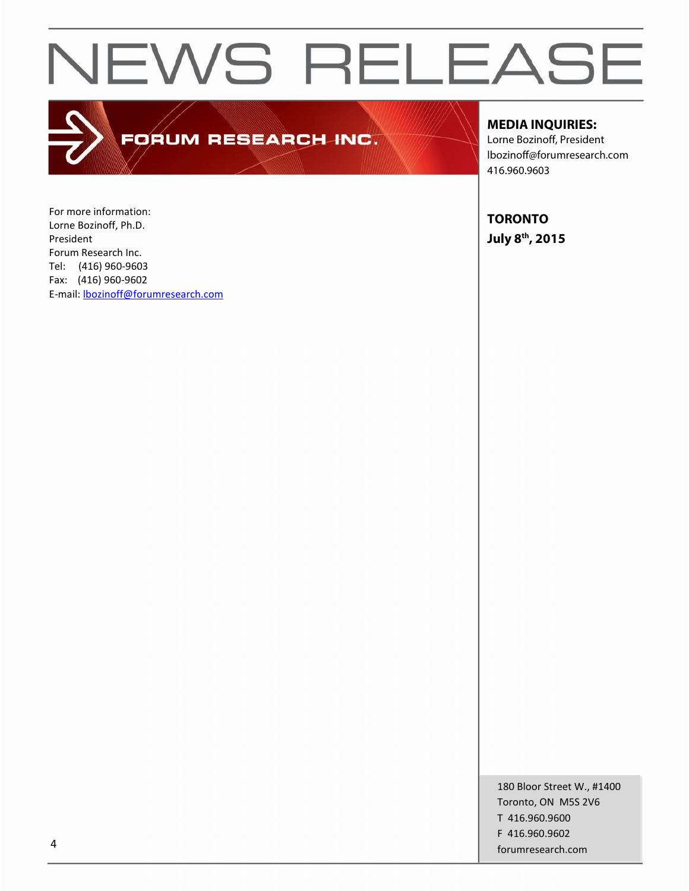# NEWS RELEASE

FORUM RESEARCH INC.

**MEDIA INQUIRIES:**
Lorne Bozinoff, President
lbozinoff@forumresearch.com
416.960.9603

**TORONTO**
**July 8th, 2015**

For more information:
Lorne Bozinoff, Ph.D.
President
Forum Research Inc.
Tel: (416) 960-9603
Fax: (416) 960-9602
E-mail: lbozinoff@forumresearch.com

180 Bloor Street W., #1400
Toronto, ON M5S 2V6
T 416.960.9600
F 416.960.9602
forumresearch.com